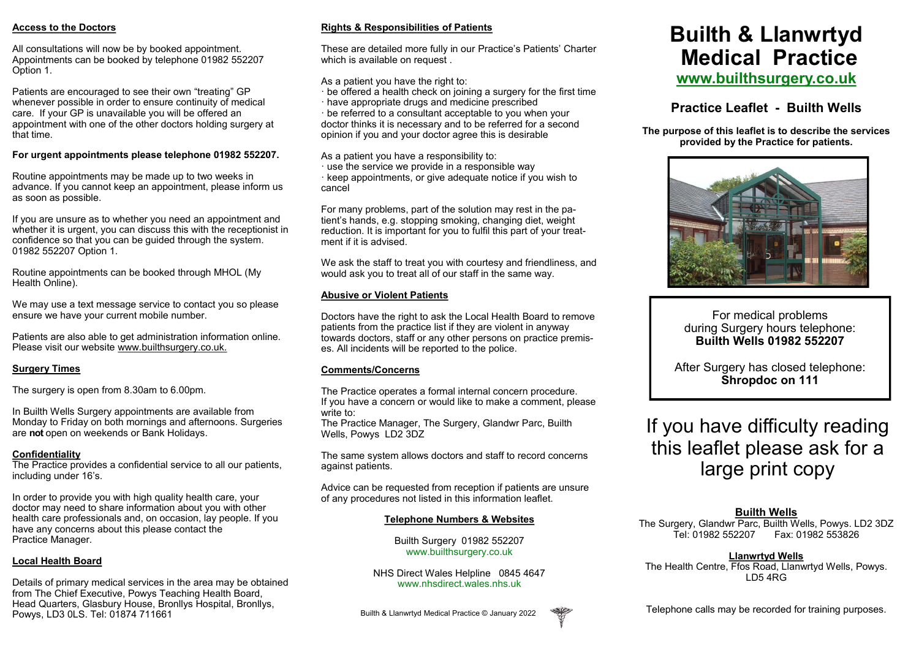## Access to the Doctors

All consultations will now be by booked appointment. Appointments can be booked by telephone 01982 552207 Option 1.

Patients are encouraged to see their own "treating" GP whenever possible in order to ensure continuity of medical care. If your GP is unavailable you will be offered an appointment with one of the other doctors holding surgery at that time.

**For urgent appointments please telephone 01982 552207.**

Routine appointments may be made up to two weeks in advance. If you cannot keep an appointment, please inform us as soon as possible.

If you are unsure as to whether you need an appointment and whether it is urgent, you can discuss this with the receptionist in confidence so that you can be guided through the system. 01982 552207 Option 1.

Routine appointments can be booked through MHOL (My Health Online).

We may use a text message service to contact you so please ensure we have your current mobile number.

Patients are also able to get administration information online. Please visit our website www.builthsurgery.co.uk.

## Surgery Times

The surgery is open from 8.30am to 6.00pm.

In Builth Wells Surgery appointments are available from Monday to Friday on both mornings and afternoons. Surgeries are **not** open on weekends or Bank Holidays.

## Confidentiality

The Practice provides a confidential service to all our patients, including under 16's.

In order to provide you with high quality health care, your doctor may need to share information about you with other health care professionals and, on occasion, lay people. If you have any concerns about this please contact the Practice Manager.

## Local Health Board

Details of primary medical services in the area may be obtained from The Chief Executive, Powys Teaching Health Board, Head Quarters, Glasbury House, Bronllys Hospital, Bronllys, Powys, LD3 0LS. Tel: 01874 711661

## Rights & Responsibilities of Patients

These are detailed more fully in our Practice's Patients' Charter which is available on request .

As a patient you have the right to:

- be offered a health check on joining a surgery for the first time
- have appropriate drugs and medicine prescribed
- be referred to a consultant acceptable to you when your doctor thinks it is necessary and to be referred for a second opinion if you and your doctor agree this is desirable

As a patient you have a responsibility to:

- use the service we provide in a responsible way
- keep appointments, or give adequate notice if you wish to cancel

For many problems, part of the solution may rest in the patient's hands, e.g. stopping smoking, changing diet, weight reduction. It is important for you to fulfil this part of your treatment if it is advised.

We ask the staff to treat you with courtesy and friendliness, and would ask you to treat all of our staff in the same way.

## Abusive or Violent Patients

Doctors have the right to ask the Local Health Board to remove patients from the practice list if they are violent in anyway towards doctors, staff or any other persons on practice premises. All incidents will be reported to the police.

## Comments/Concerns

The Practice operates a formal internal concern procedure. If you have a concern or would like to make a comment, please write to:
The Practice Manager, The Surgery, Glandwr Parc, Builth Wells, Powys LD2 3DZ

The same system allows doctors and staff to record concerns against patients.

Advice can be requested from reception if patients are unsure of any procedures not listed in this information leaflet.

### Telephone Numbers & Websites

Builth Surgery 01982 552207
www.builthsurgery.co.uk

NHS Direct Wales Helpline 0845 4647
www.nhsdirect.wales.nhs.uk

Builth & Llanwrtyd Medical Practice © January 2022

# Builth & Llanwrtyd Medical Practice

**www.builthsurgery.co.uk**

## Practice Leaflet - Builth Wells

**The purpose of this leaflet is to describe the services provided by the Practice for patients.**

For medical problems during Surgery hours telephone:
**Builth Wells 01982 552207**

After Surgery has closed telephone:
**Shropdoc on 111**

If you have difficulty reading this leaflet please ask for a large print copy

**Builth Wells**
The Surgery, Glandwr Parc, Builth Wells, Powys. LD2 3DZ
Tel: 01982 552207 Fax: 01982 553826

**Llanwrtyd Wells**
The Health Centre, Ffos Road, Llanwrtyd Wells, Powys. LD5 4RG

Telephone calls may be recorded for training purposes.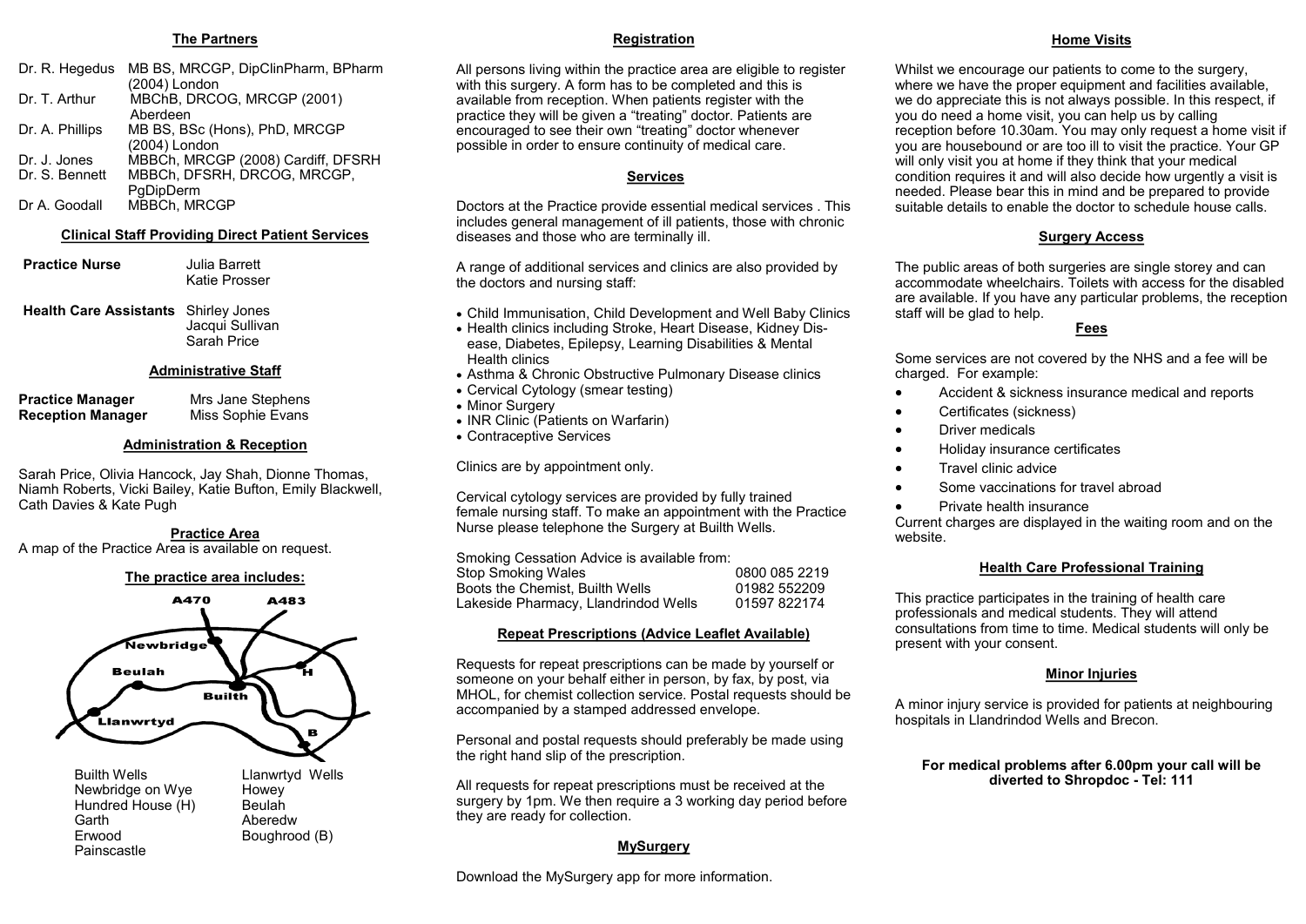## The Partners

| | |
|---|---|
| Dr. R. Hegedus | MB BS, MRCGP, DipClinPharm, BPharm (2004) London |
| Dr. T. Arthur | MBChB, DRCOG, MRCGP (2001) Aberdeen |
| Dr. A. Phillips | MB BS, BSc (Hons), PhD, MRCGP (2004) London |
| Dr. J. Jones | MBBCh, MRCGP (2008) Cardiff, DFSRH |
| Dr. S. Bennett | MBBCh, DFSRH, DRCOG, MRCGP, PgDipDerm |
| Dr A. Goodall | MBBCh, MRCGP |

## Clinical Staff Providing Direct Patient Services

| | |
|---|---|
| **Practice Nurse** | Julia Barrett<br>Katie Prosser |
| **Health Care Assistants** | Shirley Jones<br>Jacqui Sullivan<br>Sarah Price |

## Administrative Staff

| | |
|---|---|
| **Practice Manager** | Mrs Jane Stephens |
| **Reception Manager** | Miss Sophie Evans |

## Administration & Reception

Sarah Price, Olivia Hancock, Jay Shah, Dionne Thomas, Niamh Roberts, Vicki Bailey, Katie Bufton, Emily Blackwell, Cath Davies & Kate Pugh

## Practice Area

A map of the Practice Area is available on request.

## The practice area includes:

A470
A483
Newbridge
Beulah
Builth
H
Llanwrtyd
B

| | |
|---|---|
| Builth Wells | Llanwrtyd Wells |
| Newbridge on Wye | Howey |
| Hundred House (H) | Beulah |
| Garth | Aberedw |
| Erwood | Boughrood (B) |
| Painscastle | |

## Registration

All persons living within the practice area are eligible to register with this surgery. A form has to be completed and this is available from reception. When patients register with the practice they will be given a "treating" doctor. Patients are encouraged to see their own "treating" doctor whenever possible in order to ensure continuity of medical care.

## Services

Doctors at the Practice provide essential medical services . This includes general management of ill patients, those with chronic diseases and those who are terminally ill.

A range of additional services and clinics are also provided by the doctors and nursing staff:

- Child Immunisation, Child Development and Well Baby Clinics
- Health clinics including Stroke, Heart Disease, Kidney Disease, Diabetes, Epilepsy, Learning Disabilities & Mental Health clinics
- Asthma & Chronic Obstructive Pulmonary Disease clinics
- Cervical Cytology (smear testing)
- Minor Surgery
- INR Clinic (Patients on Warfarin)
- Contraceptive Services

Clinics are by appointment only.

Cervical cytology services are provided by fully trained female nursing staff. To make an appointment with the Practice Nurse please telephone the Surgery at Builth Wells.

Smoking Cessation Advice is available from:

| | |
|---|---|
| Stop Smoking Wales | 0800 085 2219 |
| Boots the Chemist, Builth Wells | 01982 552209 |
| Lakeside Pharmacy, Llandrindod Wells | 01597 822174 |

## Repeat Prescriptions (Advice Leaflet Available)

Requests for repeat prescriptions can be made by yourself or someone on your behalf either in person, by fax, by post, via MHOL, for chemist collection service. Postal requests should be accompanied by a stamped addressed envelope.

Personal and postal requests should preferably be made using the right hand slip of the prescription.

All requests for repeat prescriptions must be received at the surgery by 1pm. We then require a 3 working day period before they are ready for collection.

## MySurgery

Download the MySurgery app for more information.

## Home Visits

Whilst we encourage our patients to come to the surgery, where we have the proper equipment and facilities available, we do appreciate this is not always possible. In this respect, if you do need a home visit, you can help us by calling reception before 10.30am. You may only request a home visit if you are housebound or are too ill to visit the practice. Your GP will only visit you at home if they think that your medical condition requires it and will also decide how urgently a visit is needed. Please bear this in mind and be prepared to provide suitable details to enable the doctor to schedule house calls.

## Surgery Access

The public areas of both surgeries are single storey and can accommodate wheelchairs. Toilets with access for the disabled are available. If you have any particular problems, the reception staff will be glad to help.

## Fees

Some services are not covered by the NHS and a fee will be charged. For example:

- Accident & sickness insurance medical and reports
- Certificates (sickness)
- Driver medicals
- Holiday insurance certificates
- Travel clinic advice
- Some vaccinations for travel abroad
- Private health insurance

Current charges are displayed in the waiting room and on the website.

## Health Care Professional Training

This practice participates in the training of health care professionals and medical students. They will attend consultations from time to time. Medical students will only be present with your consent.

## Minor Injuries

A minor injury service is provided for patients at neighbouring hospitals in Llandrindod Wells and Brecon.

**For medical problems after 6.00pm your call will be diverted to Shropdoc - Tel: 111**